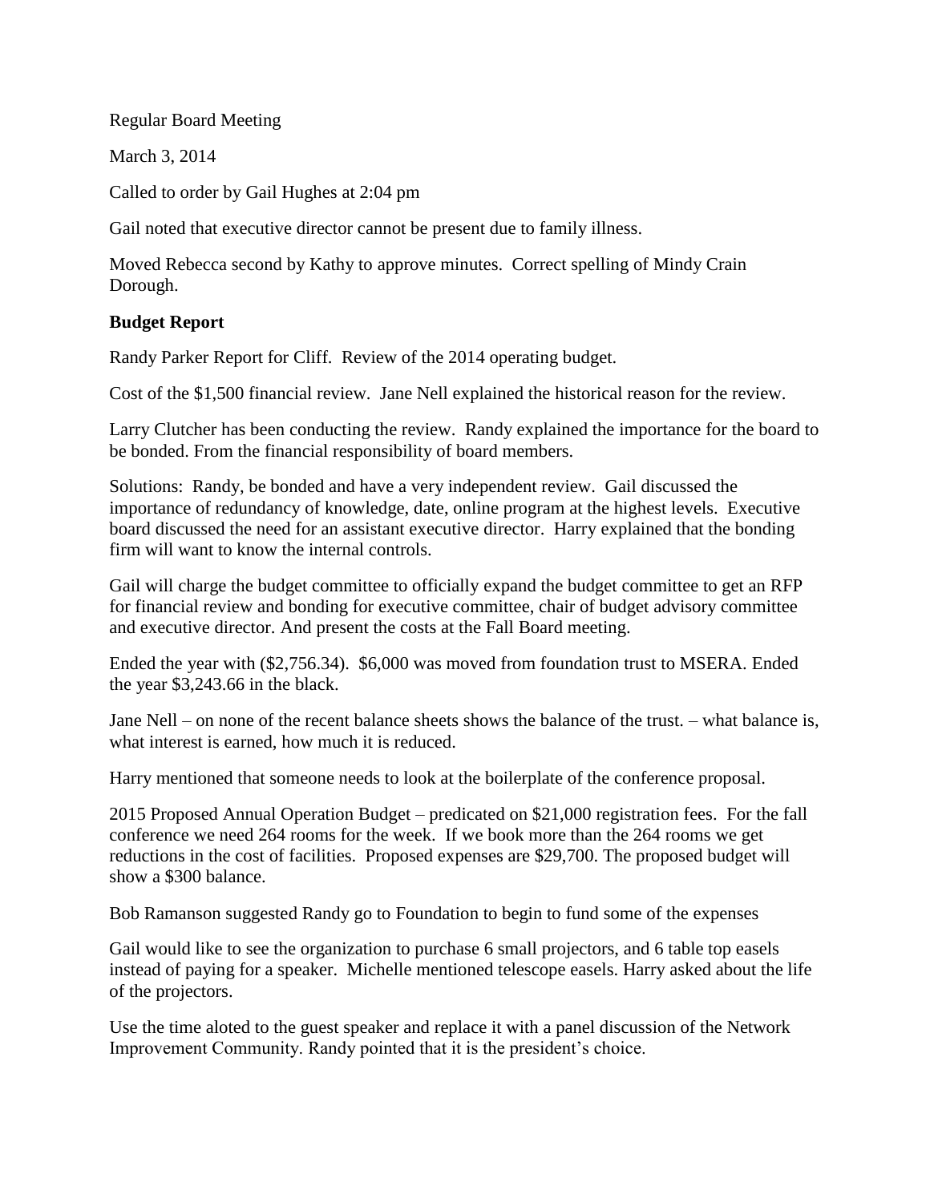Regular Board Meeting

March 3, 2014

Called to order by Gail Hughes at 2:04 pm

Gail noted that executive director cannot be present due to family illness.

Moved Rebecca second by Kathy to approve minutes. Correct spelling of Mindy Crain Dorough.

**Budget Report**

Randy Parker Report for Cliff. Review of the 2014 operating budget.

Cost of the $1,500 financial review. Jane Nell explained the historical reason for the review.

Larry Clutcher has been conducting the review. Randy explained the importance for the board to be bonded. From the financial responsibility of board members.

Solutions: Randy, be bonded and have a very independent review. Gail discussed the importance of redundancy of knowledge, date, online program at the highest levels. Executive board discussed the need for an assistant executive director. Harry explained that the bonding firm will want to know the internal controls.

Gail will charge the budget committee to officially expand the budget committee to get an RFP for financial review and bonding for executive committee, chair of budget advisory committee and executive director. And present the costs at the Fall Board meeting.

Ended the year with ($2,756.34). $6,000 was moved from foundation trust to MSERA. Ended the year $3,243.66 in the black.

Jane Nell – on none of the recent balance sheets shows the balance of the trust. – what balance is, what interest is earned, how much it is reduced.

Harry mentioned that someone needs to look at the boilerplate of the conference proposal.

2015 Proposed Annual Operation Budget – predicated on $21,000 registration fees. For the fall conference we need 264 rooms for the week. If we book more than the 264 rooms we get reductions in the cost of facilities. Proposed expenses are $29,700. The proposed budget will show a $300 balance.

Bob Ramanson suggested Randy go to Foundation to begin to fund some of the expenses

Gail would like to see the organization to purchase 6 small projectors, and 6 table top easels instead of paying for a speaker. Michelle mentioned telescope easels. Harry asked about the life of the projectors.

Use the time aloted to the guest speaker and replace it with a panel discussion of the Network Improvement Community. Randy pointed that it is the president's choice.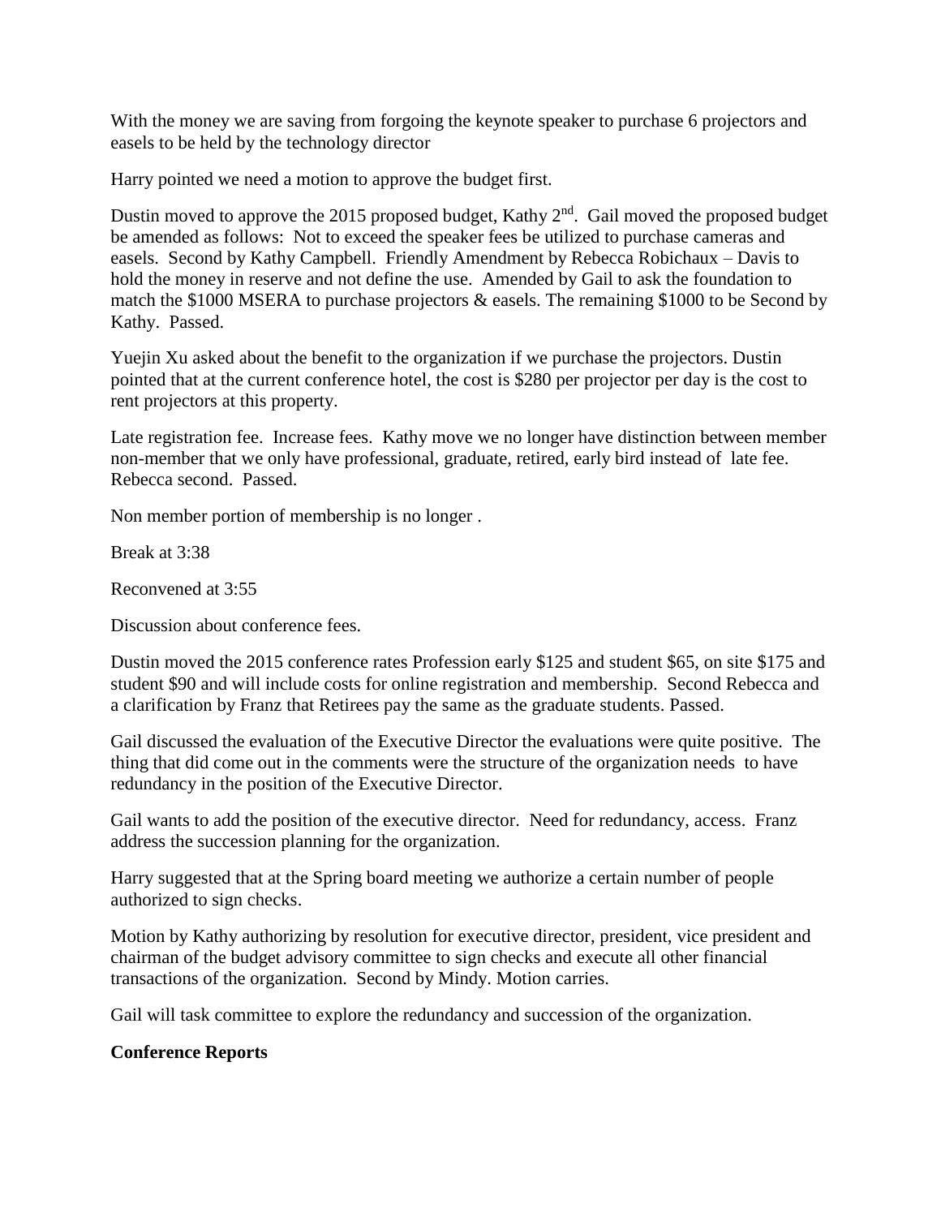With the money we are saving from forgoing the keynote speaker to purchase 6 projectors and easels to be held by the technology director

Harry pointed we need a motion to approve the budget first.

Dustin moved to approve the 2015 proposed budget, Kathy 2nd. Gail moved the proposed budget be amended as follows: Not to exceed the speaker fees be utilized to purchase cameras and easels. Second by Kathy Campbell. Friendly Amendment by Rebecca Robichaux – Davis to hold the money in reserve and not define the use. Amended by Gail to ask the foundation to match the $1000 MSERA to purchase projectors & easels. The remaining $1000 to be Second by Kathy. Passed.

Yuejin Xu asked about the benefit to the organization if we purchase the projectors. Dustin pointed that at the current conference hotel, the cost is $280 per projector per day is the cost to rent projectors at this property.

Late registration fee. Increase fees. Kathy move we no longer have distinction between member non-member that we only have professional, graduate, retired, early bird instead of late fee. Rebecca second. Passed.

Non member portion of membership is no longer .

Break at 3:38

Reconvened at 3:55

Discussion about conference fees.

Dustin moved the 2015 conference rates Profession early $125 and student $65, on site $175 and student $90 and will include costs for online registration and membership. Second Rebecca and a clarification by Franz that Retirees pay the same as the graduate students. Passed.

Gail discussed the evaluation of the Executive Director the evaluations were quite positive. The thing that did come out in the comments were the structure of the organization needs to have redundancy in the position of the Executive Director.

Gail wants to add the position of the executive director. Need for redundancy, access. Franz address the succession planning for the organization.

Harry suggested that at the Spring board meeting we authorize a certain number of people authorized to sign checks.

Motion by Kathy authorizing by resolution for executive director, president, vice president and chairman of the budget advisory committee to sign checks and execute all other financial transactions of the organization. Second by Mindy. Motion carries.

Gail will task committee to explore the redundancy and succession of the organization.

**Conference Reports**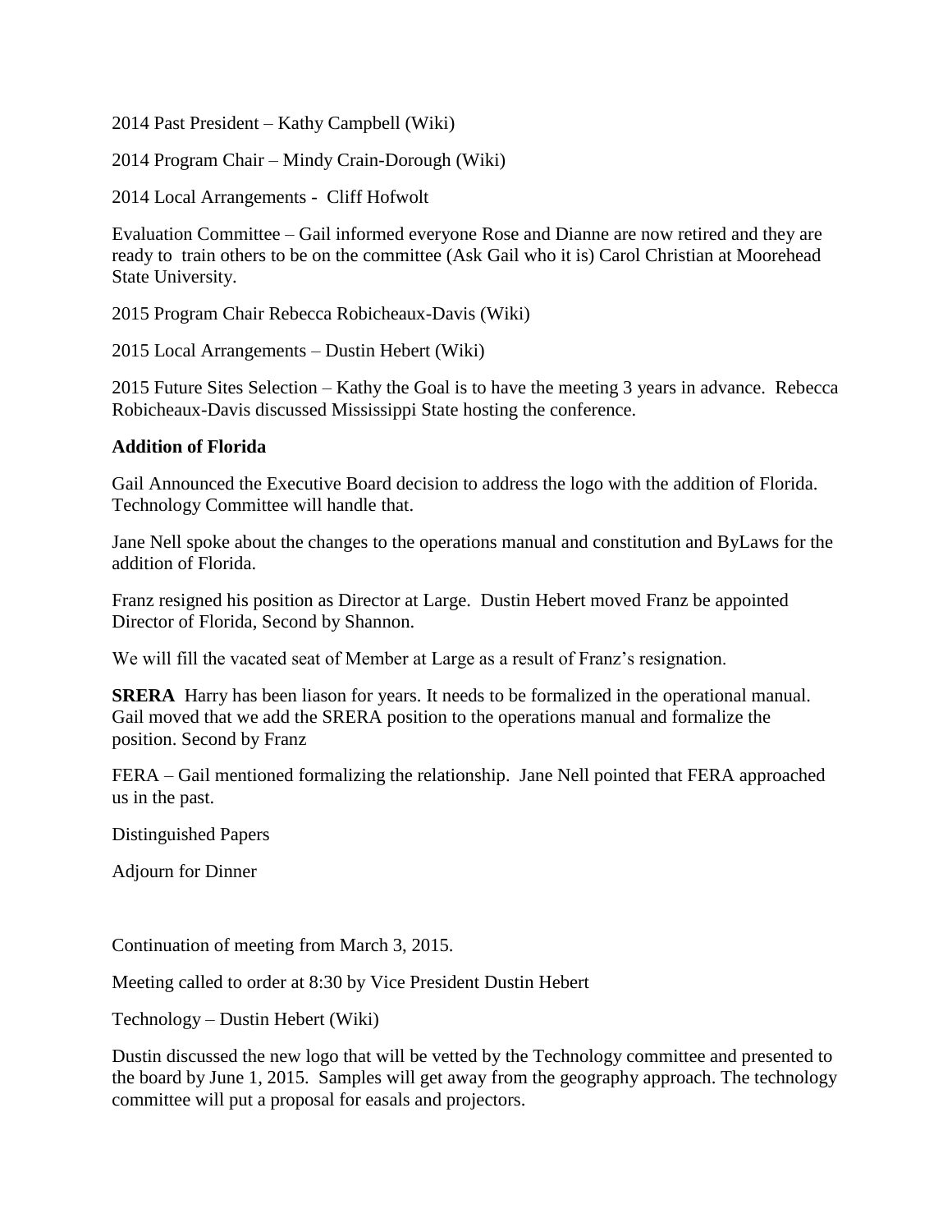2014 Past President – Kathy Campbell (Wiki)

2014 Program Chair – Mindy Crain-Dorough (Wiki)

2014 Local Arrangements - Cliff Hofwolt

Evaluation Committee – Gail informed everyone Rose and Dianne are now retired and they are ready to train others to be on the committee (Ask Gail who it is) Carol Christian at Moorehead State University.

2015 Program Chair Rebecca Robicheaux-Davis (Wiki)

2015 Local Arrangements – Dustin Hebert (Wiki)

2015 Future Sites Selection – Kathy the Goal is to have the meeting 3 years in advance. Rebecca Robicheaux-Davis discussed Mississippi State hosting the conference.

**Addition of Florida**

Gail Announced the Executive Board decision to address the logo with the addition of Florida. Technology Committee will handle that.

Jane Nell spoke about the changes to the operations manual and constitution and ByLaws for the addition of Florida.

Franz resigned his position as Director at Large. Dustin Hebert moved Franz be appointed Director of Florida, Second by Shannon.

We will fill the vacated seat of Member at Large as a result of Franz's resignation.

**SRERA** Harry has been liason for years. It needs to be formalized in the operational manual. Gail moved that we add the SRERA position to the operations manual and formalize the position. Second by Franz

FERA – Gail mentioned formalizing the relationship. Jane Nell pointed that FERA approached us in the past.

Distinguished Papers

Adjourn for Dinner

Continuation of meeting from March 3, 2015.

Meeting called to order at 8:30 by Vice President Dustin Hebert

Technology – Dustin Hebert (Wiki)

Dustin discussed the new logo that will be vetted by the Technology committee and presented to the board by June 1, 2015. Samples will get away from the geography approach. The technology committee will put a proposal for easals and projectors.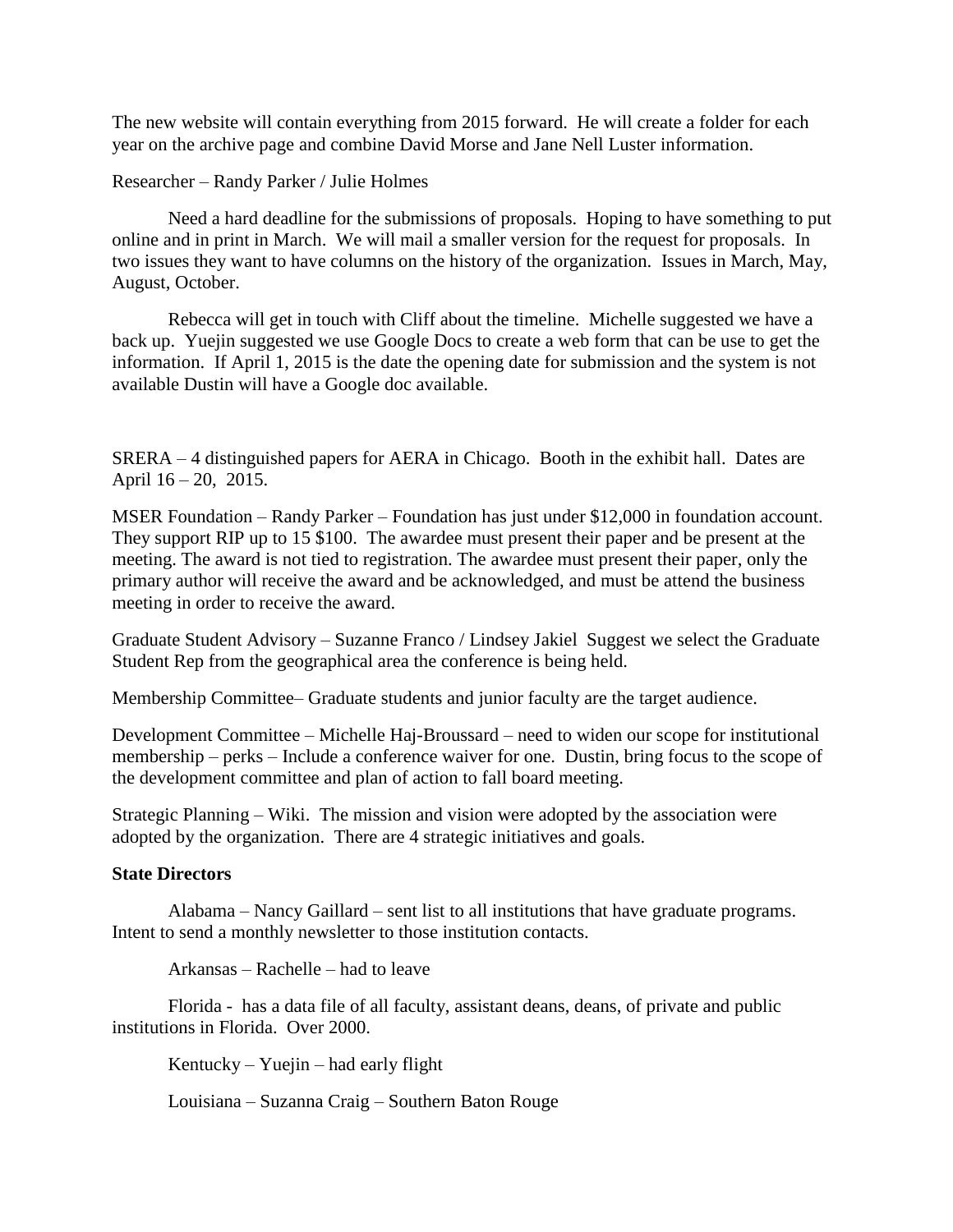The new website will contain everything from 2015 forward. He will create a folder for each year on the archive page and combine David Morse and Jane Nell Luster information.

Researcher – Randy Parker / Julie Holmes

Need a hard deadline for the submissions of proposals. Hoping to have something to put online and in print in March. We will mail a smaller version for the request for proposals. In two issues they want to have columns on the history of the organization. Issues in March, May, August, October.

Rebecca will get in touch with Cliff about the timeline. Michelle suggested we have a back up. Yuejin suggested we use Google Docs to create a web form that can be use to get the information. If April 1, 2015 is the date the opening date for submission and the system is not available Dustin will have a Google doc available.

SRERA – 4 distinguished papers for AERA in Chicago. Booth in the exhibit hall. Dates are April 16 – 20, 2015.

MSER Foundation – Randy Parker – Foundation has just under $12,000 in foundation account. They support RIP up to 15 $100. The awardee must present their paper and be present at the meeting. The award is not tied to registration. The awardee must present their paper, only the primary author will receive the award and be acknowledged, and must be attend the business meeting in order to receive the award.

Graduate Student Advisory – Suzanne Franco / Lindsey Jakiel Suggest we select the Graduate Student Rep from the geographical area the conference is being held.

Membership Committee– Graduate students and junior faculty are the target audience.

Development Committee – Michelle Haj-Broussard – need to widen our scope for institutional membership – perks – Include a conference waiver for one. Dustin, bring focus to the scope of the development committee and plan of action to fall board meeting.

Strategic Planning – Wiki. The mission and vision were adopted by the association were adopted by the organization. There are 4 strategic initiatives and goals.

**State Directors**

Alabama – Nancy Gaillard – sent list to all institutions that have graduate programs. Intent to send a monthly newsletter to those institution contacts.

Arkansas – Rachelle – had to leave

Florida - has a data file of all faculty, assistant deans, deans, of private and public institutions in Florida. Over 2000.

Kentucky – Yuejin – had early flight

Louisiana – Suzanna Craig – Southern Baton Rouge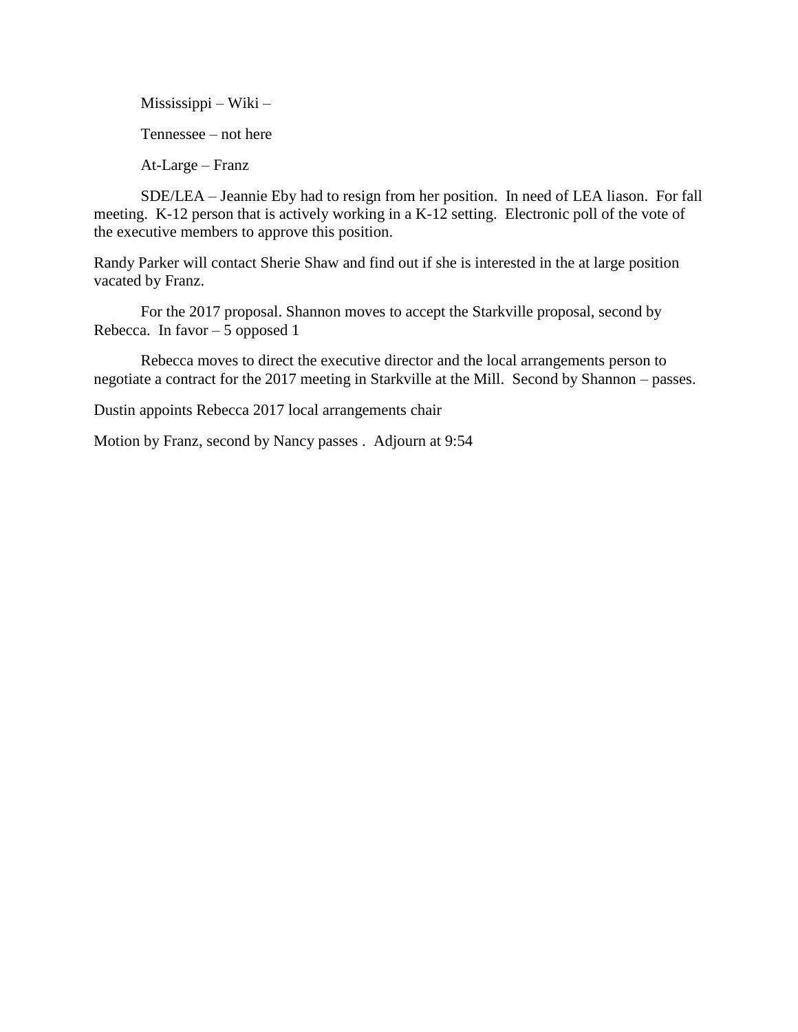Mississippi – Wiki –

Tennessee – not here

At-Large – Franz

SDE/LEA – Jeannie Eby had to resign from her position. In need of LEA liason. For fall meeting. K-12 person that is actively working in a K-12 setting. Electronic poll of the vote of the executive members to approve this position.

Randy Parker will contact Sherie Shaw and find out if she is interested in the at large position vacated by Franz.

For the 2017 proposal. Shannon moves to accept the Starkville proposal, second by Rebecca. In favor – 5 opposed 1

Rebecca moves to direct the executive director and the local arrangements person to negotiate a contract for the 2017 meeting in Starkville at the Mill. Second by Shannon – passes.

Dustin appoints Rebecca 2017 local arrangements chair

Motion by Franz, second by Nancy passes . Adjourn at 9:54